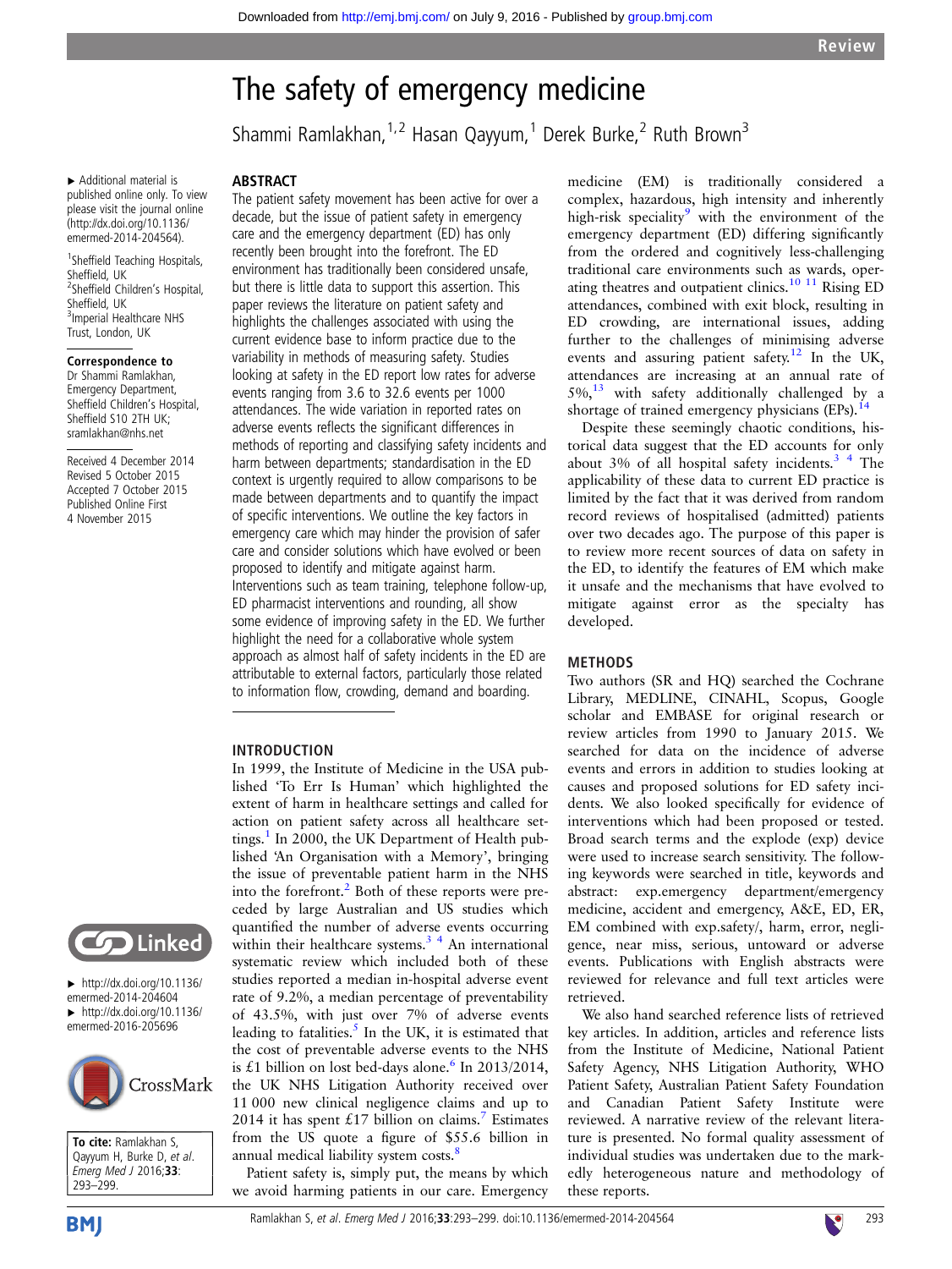# The safety of emergency medicine

Shammi Ramlakhan,[1,2] Hasan Qayyum,[1] Derek Burke,[2] Ruth Brown[3]

▸ Additional material is published online only. To view please visit the journal online (http://dx.doi.org/10.1136/emermed-2014-204564).

[1]Sheffield Teaching Hospitals, Sheffield, UK
[2]Sheffield Children's Hospital, Sheffield, UK
[3]Imperial Healthcare NHS Trust, London, UK

**Correspondence to**
Dr Shammi Ramlakhan, Emergency Department, Sheffield Children's Hospital, Sheffield S10 2TH UK; sramlakhan@nhs.net

Received 4 December 2014
Revised 5 October 2015
Accepted 7 October 2015
Published Online First 4 November 2015

▸ http://dx.doi.org/10.1136/emermed-2014-204604
▸ http://dx.doi.org/10.1136/emermed-2016-205696

**To cite:** Ramlakhan S, Qayyum H, Burke D, *et al*. *Emerg Med J* 2016;**33**:293–299.

## ABSTRACT

The patient safety movement has been active for over a decade, but the issue of patient safety in emergency care and the emergency department (ED) has only recently been brought into the forefront. The ED environment has traditionally been considered unsafe, but there is little data to support this assertion. This paper reviews the literature on patient safety and highlights the challenges associated with using the current evidence base to inform practice due to the variability in methods of measuring safety. Studies looking at safety in the ED report low rates for adverse events ranging from 3.6 to 32.6 events per 1000 attendances. The wide variation in reported rates on adverse events reflects the significant differences in methods of reporting and classifying safety incidents and harm between departments; standardisation in the ED context is urgently required to allow comparisons to be made between departments and to quantify the impact of specific interventions. We outline the key factors in emergency care which may hinder the provision of safer care and consider solutions which have evolved or been proposed to identify and mitigate against harm. Interventions such as team training, telephone follow-up, ED pharmacist interventions and rounding, all show some evidence of improving safety in the ED. We further highlight the need for a collaborative whole system approach as almost half of safety incidents in the ED are attributable to external factors, particularly those related to information flow, crowding, demand and boarding.

## INTRODUCTION

In 1999, the Institute of Medicine in the USA published 'To Err Is Human' which highlighted the extent of harm in healthcare settings and called for action on patient safety across all healthcare settings.[1] In 2000, the UK Department of Health published 'An Organisation with a Memory', bringing the issue of preventable patient harm in the NHS into the forefront.[2] Both of these reports were preceded by large Australian and US studies which quantified the number of adverse events occurring within their healthcare systems.[3,4] An international systematic review which included both of these studies reported a median in-hospital adverse event rate of 9.2%, a median percentage of preventability of 43.5%, with just over 7% of adverse events leading to fatalities.[5] In the UK, it is estimated that the cost of preventable adverse events to the NHS is £1 billion on lost bed-days alone.[6] In 2013/2014, the UK NHS Litigation Authority received over 11 000 new clinical negligence claims and up to 2014 it has spent £17 billion on claims.[7] Estimates from the US quote a figure of $55.6 billion in annual medical liability system costs.[8]

Patient safety is, simply put, the means by which we avoid harming patients in our care. Emergency medicine (EM) is traditionally considered a complex, hazardous, high intensity and inherently high-risk speciality[9] with the environment of the emergency department (ED) differing significantly from the ordered and cognitively less-challenging traditional care environments such as wards, operating theatres and outpatient clinics.[10,11] Rising ED attendances, combined with exit block, resulting in ED crowding, are international issues, adding further to the challenges of minimising adverse events and assuring patient safety.[12] In the UK, attendances are increasing at an annual rate of 5%,[13] with safety additionally challenged by a shortage of trained emergency physicians (EPs).[14]

Despite these seemingly chaotic conditions, historical data suggest that the ED accounts for only about 3% of all hospital safety incidents.[3,4] The applicability of these data to current ED practice is limited by the fact that it was derived from random record reviews of hospitalised (admitted) patients over two decades ago. The purpose of this paper is to review more recent sources of data on safety in the ED, to identify the features of EM which make it unsafe and the mechanisms that have evolved to mitigate against error as the specialty has developed.

## METHODS

Two authors (SR and HQ) searched the Cochrane Library, MEDLINE, CINAHL, Scopus, Google scholar and EMBASE for original research or review articles from 1990 to January 2015. We searched for data on the incidence of adverse events and errors in addition to studies looking at causes and proposed solutions for ED safety incidents. We also looked specifically for evidence of interventions which had been proposed or tested. Broad search terms and the explode (exp) device were used to increase search sensitivity. The following keywords were searched in title, keywords and abstract: exp.emergency department/emergency medicine, accident and emergency, A&E, ED, ER, EM combined with exp.safety/, harm, error, negligence, near miss, serious, untoward or adverse events. Publications with English abstracts were reviewed for relevance and full text articles were retrieved.

We also hand searched reference lists of retrieved key articles. In addition, articles and reference lists from the Institute of Medicine, National Patient Safety Agency, NHS Litigation Authority, WHO Patient Safety, Australian Patient Safety Foundation and Canadian Patient Safety Institute were reviewed. A narrative review of the relevant literature is presented. No formal quality assessment of individual studies was undertaken due to the markedly heterogeneous nature and methodology of these reports.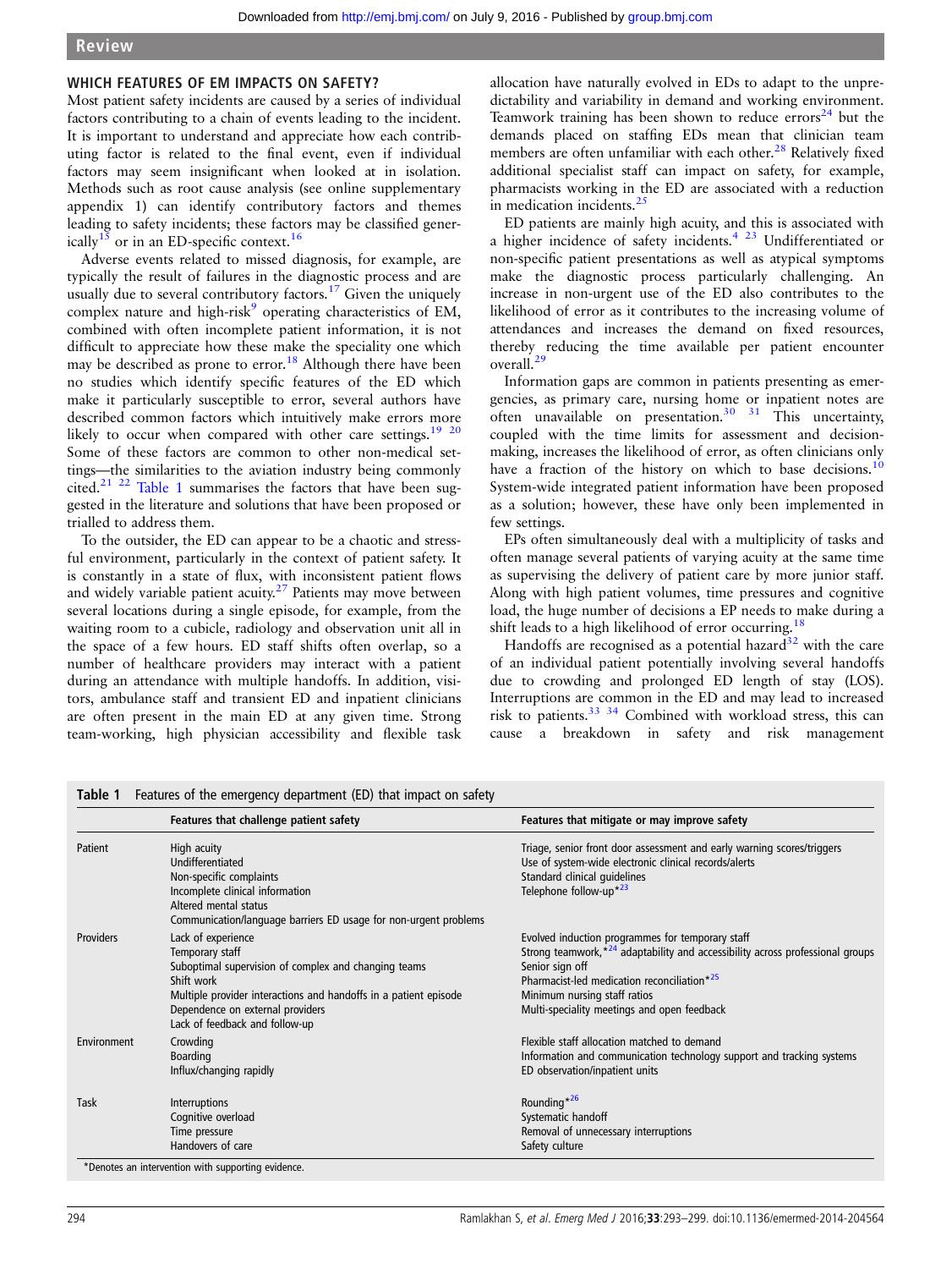## WHICH FEATURES OF EM IMPACTS ON SAFETY?

Most patient safety incidents are caused by a series of individual factors contributing to a chain of events leading to the incident. It is important to understand and appreciate how each contributing factor is related to the final event, even if individual factors may seem insignificant when looked at in isolation. Methods such as root cause analysis (see online supplementary appendix 1) can identify contributory factors and themes leading to safety incidents; these factors may be classified generically[15] or in an ED-specific context.[16]

Adverse events related to missed diagnosis, for example, are typically the result of failures in the diagnostic process and are usually due to several contributory factors.[17] Given the uniquely complex nature and high-risk[9] operating characteristics of EM, combined with often incomplete patient information, it is not difficult to appreciate how these make the speciality one which may be described as prone to error.[18] Although there have been no studies which identify specific features of the ED which make it particularly susceptible to error, several authors have described common factors which intuitively make errors more likely to occur when compared with other care settings.[19 20] Some of these factors are common to other non-medical settings—the similarities to the aviation industry being commonly cited.[21 22] Table 1 summarises the factors that have been suggested in the literature and solutions that have been proposed or trialled to address them.

To the outsider, the ED can appear to be a chaotic and stressful environment, particularly in the context of patient safety. It is constantly in a state of flux, with inconsistent patient flows and widely variable patient acuity.[27] Patients may move between several locations during a single episode, for example, from the waiting room to a cubicle, radiology and observation unit all in the space of a few hours. ED staff shifts often overlap, so a number of healthcare providers may interact with a patient during an attendance with multiple handoffs. In addition, visitors, ambulance staff and transient ED and inpatient clinicians are often present in the main ED at any given time. Strong team-working, high physician accessibility and flexible task allocation have naturally evolved in EDs to adapt to the unpredictability and variability in demand and working environment. Teamwork training has been shown to reduce errors[24] but the demands placed on staffing EDs mean that clinician team members are often unfamiliar with each other.[28] Relatively fixed additional specialist staff can impact on safety, for example, pharmacists working in the ED are associated with a reduction in medication incidents.[25]

ED patients are mainly high acuity, and this is associated with a higher incidence of safety incidents.[4 23] Undifferentiated or non-specific patient presentations as well as atypical symptoms make the diagnostic process particularly challenging. An increase in non-urgent use of the ED also contributes to the likelihood of error as it contributes to the increasing volume of attendances and increases the demand on fixed resources, thereby reducing the time available per patient encounter overall.[29]

Information gaps are common in patients presenting as emergencies, as primary care, nursing home or inpatient notes are often unavailable on presentation.[30 31] This uncertainty, coupled with the time limits for assessment and decision-making, increases the likelihood of error, as often clinicians only have a fraction of the history on which to base decisions.[10] System-wide integrated patient information have been proposed as a solution; however, these have only been implemented in few settings.

EPs often simultaneously deal with a multiplicity of tasks and often manage several patients of varying acuity at the same time as supervising the delivery of patient care by more junior staff. Along with high patient volumes, time pressures and cognitive load, the huge number of decisions a EP needs to make during a shift leads to a high likelihood of error occurring.[18]

Handoffs are recognised as a potential hazard[32] with the care of an individual patient potentially involving several handoffs due to crowding and prolonged ED length of stay (LOS). Interruptions are common in the ED and may lead to increased risk to patients.[33 34] Combined with workload stress, this can cause a breakdown in safety and risk management

**Table 1** Features of the emergency department (ED) that impact on safety

| | Features that challenge patient safety | Features that mitigate or may improve safety |
|---|---|---|
| Patient | High acuity<br>Undifferentiated<br>Non-specific complaints<br>Incomplete clinical information<br>Altered mental status<br>Communication/language barriers ED usage for non-urgent problems | Triage, senior front door assessment and early warning scores/triggers<br>Use of system-wide electronic clinical records/alerts<br>Standard clinical guidelines<br>Telephone follow-up*[23] |
| Providers | Lack of experience<br>Temporary staff<br>Suboptimal supervision of complex and changing teams<br>Shift work<br>Multiple provider interactions and handoffs in a patient episode<br>Dependence on external providers<br>Lack of feedback and follow-up | Evolved induction programmes for temporary staff<br>Strong teamwork,*[24] adaptability and accessibility across professional groups<br>Senior sign off<br>Pharmacist-led medication reconciliation*[25]<br>Minimum nursing staff ratios<br>Multi-speciality meetings and open feedback |
| Environment | Crowding<br>Boarding<br>Influx/changing rapidly | Flexible staff allocation matched to demand<br>Information and communication technology support and tracking systems<br>ED observation/inpatient units |
| Task | Interruptions<br>Cognitive overload<br>Time pressure<br>Handovers of care | Rounding*[26]<br>Systematic handoff<br>Removal of unnecessary interruptions<br>Safety culture |

*Denotes an intervention with supporting evidence.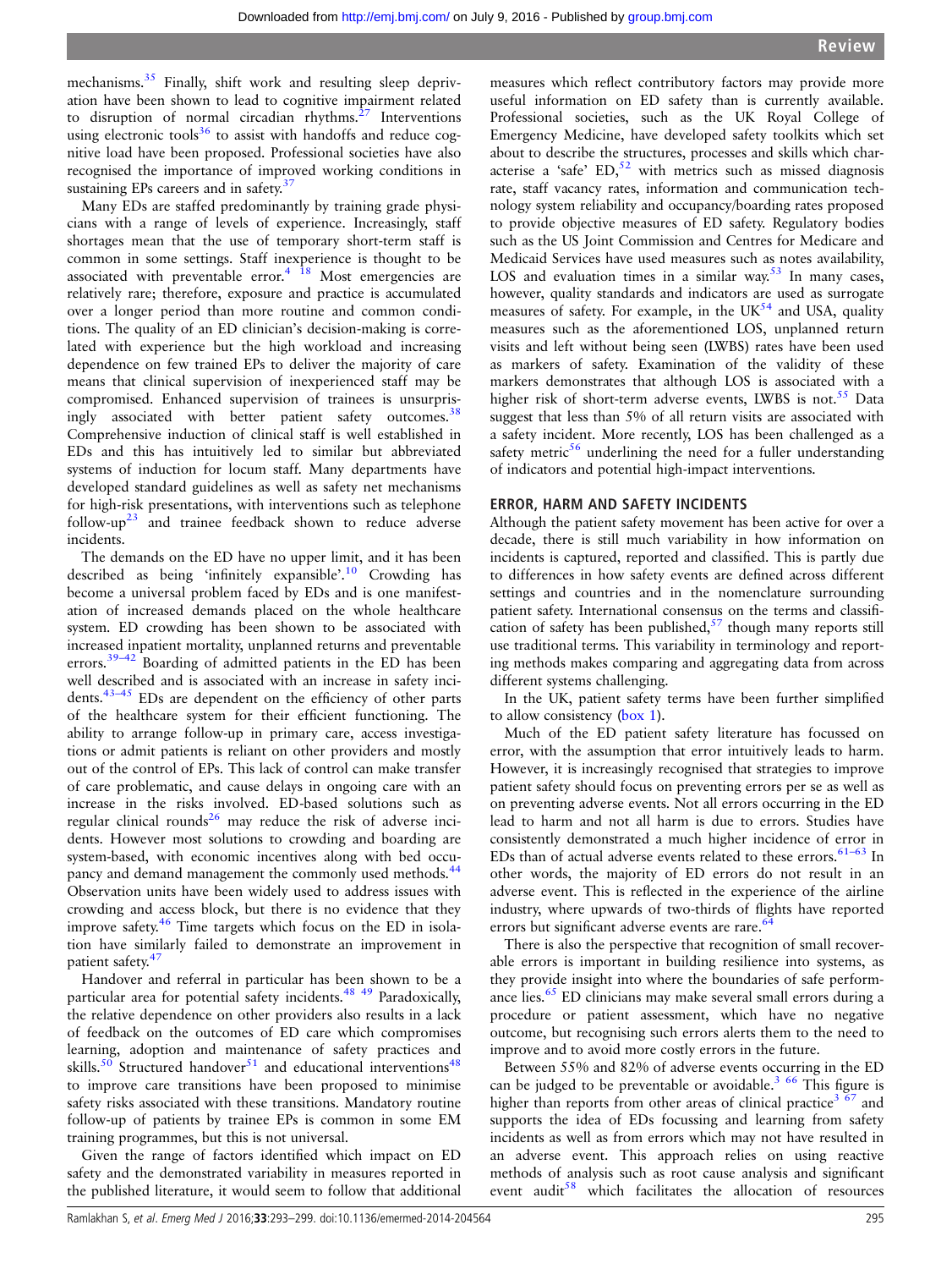mechanisms.[35] Finally, shift work and resulting sleep deprivation have been shown to lead to cognitive impairment related to disruption of normal circadian rhythms.[27] Interventions using electronic tools[36] to assist with handoffs and reduce cognitive load have been proposed. Professional societies have also recognised the importance of improved working conditions in sustaining EPs careers and in safety.[37]

Many EDs are staffed predominantly by training grade physicians with a range of levels of experience. Increasingly, staff shortages mean that the use of temporary short-term staff is common in some settings. Staff inexperience is thought to be associated with preventable error.[4 18] Most emergencies are relatively rare; therefore, exposure and practice is accumulated over a longer period than more routine and common conditions. The quality of an ED clinician's decision-making is correlated with experience but the high workload and increasing dependence on few trained EPs to deliver the majority of care means that clinical supervision of inexperienced staff may be compromised. Enhanced supervision of trainees is unsurprisingly associated with better patient safety outcomes.[38] Comprehensive induction of clinical staff is well established in EDs and this has intuitively led to similar but abbreviated systems of induction for locum staff. Many departments have developed standard guidelines as well as safety net mechanisms for high-risk presentations, with interventions such as telephone follow-up[23] and trainee feedback shown to reduce adverse incidents.

The demands on the ED have no upper limit, and it has been described as being 'infinitely expansible'.[10] Crowding has become a universal problem faced by EDs and is one manifestation of increased demands placed on the whole healthcare system. ED crowding has been shown to be associated with increased inpatient mortality, unplanned returns and preventable errors.[39–42] Boarding of admitted patients in the ED has been well described and is associated with an increase in safety incidents.[43–45] EDs are dependent on the efficiency of other parts of the healthcare system for their efficient functioning. The ability to arrange follow-up in primary care, access investigations or admit patients is reliant on other providers and mostly out of the control of EPs. This lack of control can make transfer of care problematic, and cause delays in ongoing care with an increase in the risks involved. ED-based solutions such as regular clinical rounds[26] may reduce the risk of adverse incidents. However most solutions to crowding and boarding are system-based, with economic incentives along with bed occupancy and demand management the commonly used methods.[44] Observation units have been widely used to address issues with crowding and access block, but there is no evidence that they improve safety.[46] Time targets which focus on the ED in isolation have similarly failed to demonstrate an improvement in patient safety.[47]

Handover and referral in particular has been shown to be a particular area for potential safety incidents.[48 49] Paradoxically, the relative dependence on other providers also results in a lack of feedback on the outcomes of ED care which compromises learning, adoption and maintenance of safety practices and skills.[50] Structured handover[51] and educational interventions[48] to improve care transitions have been proposed to minimise safety risks associated with these transitions. Mandatory routine follow-up of patients by trainee EPs is common in some EM training programmes, but this is not universal.

Given the range of factors identified which impact on ED safety and the demonstrated variability in measures reported in the published literature, it would seem to follow that additional measures which reflect contributory factors may provide more useful information on ED safety than is currently available. Professional societies, such as the UK Royal College of Emergency Medicine, have developed safety toolkits which set about to describe the structures, processes and skills which characterise a 'safe' ED,[52] with metrics such as missed diagnosis rate, staff vacancy rates, information and communication technology system reliability and occupancy/boarding rates proposed to provide objective measures of ED safety. Regulatory bodies such as the US Joint Commission and Centres for Medicare and Medicaid Services have used measures such as notes availability, LOS and evaluation times in a similar way.[53] In many cases, however, quality standards and indicators are used as surrogate measures of safety. For example, in the UK[54] and USA, quality measures such as the aforementioned LOS, unplanned return visits and left without being seen (LWBS) rates have been used as markers of safety. Examination of the validity of these markers demonstrates that although LOS is associated with a higher risk of short-term adverse events, LWBS is not.[55] Data suggest that less than 5% of all return visits are associated with a safety incident. More recently, LOS has been challenged as a safety metric[56] underlining the need for a fuller understanding of indicators and potential high-impact interventions.

## ERROR, HARM AND SAFETY INCIDENTS

Although the patient safety movement has been active for over a decade, there is still much variability in how information on incidents is captured, reported and classified. This is partly due to differences in how safety events are defined across different settings and countries and in the nomenclature surrounding patient safety. International consensus on the terms and classification of safety has been published,[57] though many reports still use traditional terms. This variability in terminology and reporting methods makes comparing and aggregating data from across different systems challenging.

In the UK, patient safety terms have been further simplified to allow consistency (box 1).

Much of the ED patient safety literature has focussed on error, with the assumption that error intuitively leads to harm. However, it is increasingly recognised that strategies to improve patient safety should focus on preventing errors per se as well as on preventing adverse events. Not all errors occurring in the ED lead to harm and not all harm is due to errors. Studies have consistently demonstrated a much higher incidence of error in EDs than of actual adverse events related to these errors.[61–63] In other words, the majority of ED errors do not result in an adverse event. This is reflected in the experience of the airline industry, where upwards of two-thirds of flights have reported errors but significant adverse events are rare.[64]

There is also the perspective that recognition of small recoverable errors is important in building resilience into systems, as they provide insight into where the boundaries of safe performance lies.[65] ED clinicians may make several small errors during a procedure or patient assessment, which have no negative outcome, but recognising such errors alerts them to the need to improve and to avoid more costly errors in the future.

Between 55% and 82% of adverse events occurring in the ED can be judged to be preventable or avoidable.[3 66] This figure is higher than reports from other areas of clinical practice[3 67] and supports the idea of EDs focussing and learning from safety incidents as well as from errors which may not have resulted in an adverse event. This approach relies on using reactive methods of analysis such as root cause analysis and significant event audit[58] which facilitates the allocation of resources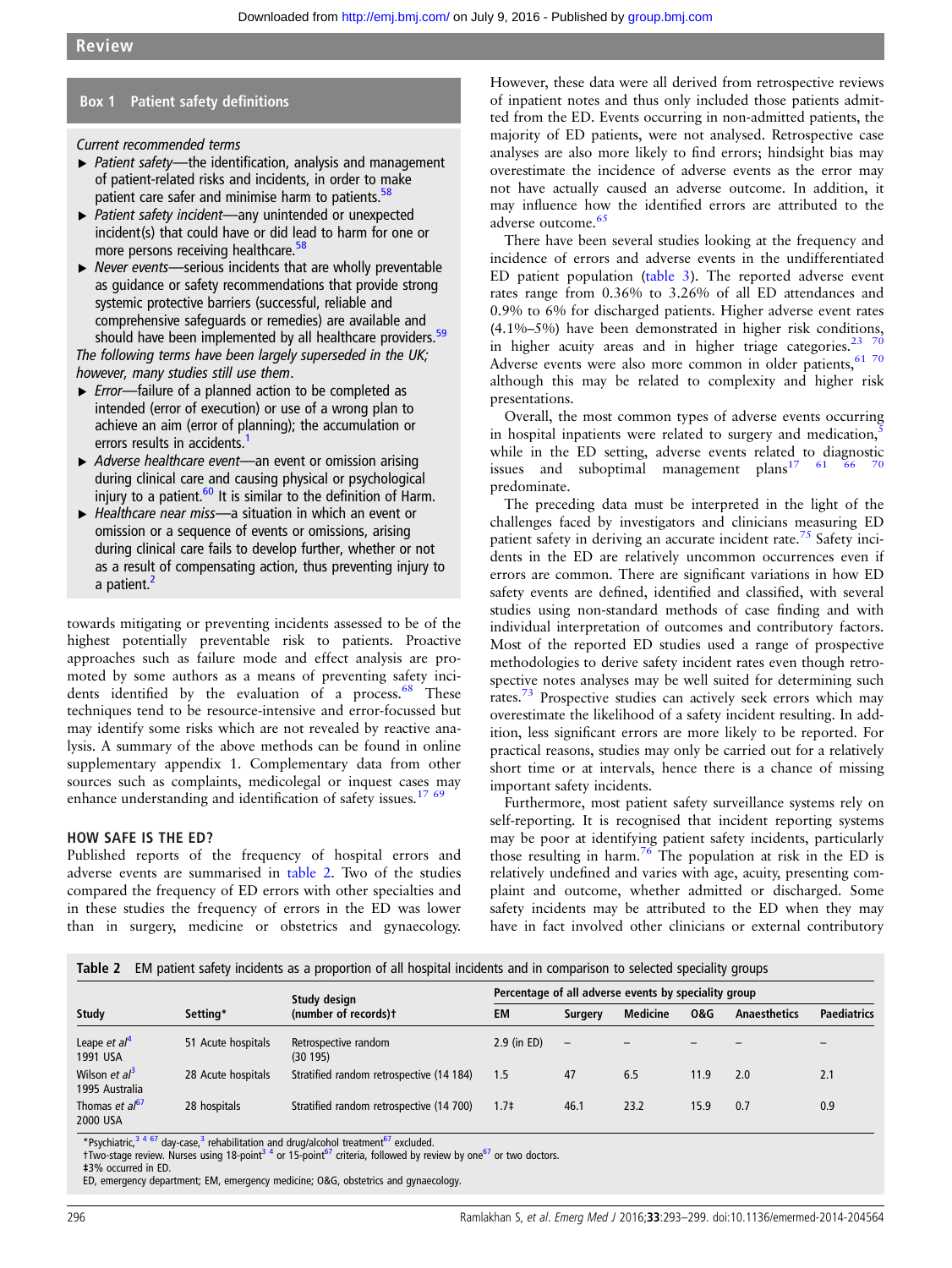### Box 1 Patient safety definitions

*Current recommended terms*

- *Patient safety*—the identification, analysis and management of patient-related risks and incidents, in order to make patient care safer and minimise harm to patients.[58]
- *Patient safety incident*—any unintended or unexpected incident(s) that could have or did lead to harm for one or more persons receiving healthcare.[58]
- *Never events*—serious incidents that are wholly preventable as guidance or safety recommendations that provide strong systemic protective barriers (successful, reliable and comprehensive safeguards or remedies) are available and should have been implemented by all healthcare providers.[59]

*The following terms have been largely superseded in the UK; however, many studies still use them.*

- *Error*—failure of a planned action to be completed as intended (error of execution) or use of a wrong plan to achieve an aim (error of planning); the accumulation or errors results in accidents.[1]
- *Adverse healthcare event*—an event or omission arising during clinical care and causing physical or psychological injury to a patient.[60] It is similar to the definition of Harm.
- *Healthcare near miss*—a situation in which an event or omission or a sequence of events or omissions, arising during clinical care fails to develop further, whether or not as a result of compensating action, thus preventing injury to a patient.[2]

towards mitigating or preventing incidents assessed to be of the highest potentially preventable risk to patients. Proactive approaches such as failure mode and effect analysis are promoted by some authors as a means of preventing safety incidents identified by the evaluation of a process.[68] These techniques tend to be resource-intensive and error-focussed but may identify some risks which are not revealed by reactive analysis. A summary of the above methods can be found in online supplementary appendix 1. Complementary data from other sources such as complaints, medicolegal or inquest cases may enhance understanding and identification of safety issues.[17 69]

## HOW SAFE IS THE ED?

Published reports of the frequency of hospital errors and adverse events are summarised in table 2. Two of the studies compared the frequency of ED errors with other specialties and in these studies the frequency of errors in the ED was lower than in surgery, medicine or obstetrics and gynaecology. However, these data were all derived from retrospective reviews of inpatient notes and thus only included those patients admitted from the ED. Events occurring in non-admitted patients, the majority of ED patients, were not analysed. Retrospective case analyses are also more likely to find errors; hindsight bias may overestimate the incidence of adverse events as the error may not have actually caused an adverse outcome. In addition, it may influence how the identified errors are attributed to the adverse outcome.[65]

There have been several studies looking at the frequency and incidence of errors and adverse events in the undifferentiated ED patient population (table 3). The reported adverse event rates range from 0.36% to 3.26% of all ED attendances and 0.9% to 6% for discharged patients. Higher adverse event rates (4.1%–5%) have been demonstrated in higher risk conditions, in higher acuity areas and in higher triage categories.[23 70] Adverse events were also more common in older patients,[61 70] although this may be related to complexity and higher risk presentations.

Overall, the most common types of adverse events occurring in hospital inpatients were related to surgery and medication,[5] while in the ED setting, adverse events related to diagnostic issues and suboptimal management plans[17 61 66 70] predominate.

The preceding data must be interpreted in the light of the challenges faced by investigators and clinicians measuring ED patient safety in deriving an accurate incident rate.[75] Safety incidents in the ED are relatively uncommon occurrences even if errors are common. There are significant variations in how ED safety events are defined, identified and classified, with several studies using non-standard methods of case finding and with individual interpretation of outcomes and contributory factors. Most of the reported ED studies used a range of prospective methodologies to derive safety incident rates even though retrospective notes analyses may be well suited for determining such rates.[73] Prospective studies can actively seek errors which may overestimate the likelihood of a safety incident resulting. In addition, less significant errors are more likely to be reported. For practical reasons, studies may only be carried out for a relatively short time or at intervals, hence there is a chance of missing important safety incidents.

Furthermore, most patient safety surveillance systems rely on self-reporting. It is recognised that incident reporting systems may be poor at identifying patient safety incidents, particularly those resulting in harm.[76] The population at risk in the ED is relatively undefined and varies with age, acuity, presenting complaint and outcome, whether admitted or discharged. Some safety incidents may be attributed to the ED when they may have in fact involved other clinicians or external contributory

**Table 2** EM patient safety incidents as a proportion of all hospital incidents and in comparison to selected speciality groups

| Study | Setting* | Study design (number of records)† | Percentage of all adverse events by speciality group | | | | | |
|---|---|---|---|---|---|---|---|---|
| | | | EM | Surgery | Medicine | O&G | Anaesthetics | Paediatrics |
| Leape *et al*[4] 1991 USA | 51 Acute hospitals | Retrospective random (30 195) | 2.9 (in ED) | – | – | – | – | – |
| Wilson *et al*[3] 1995 Australia | 28 Acute hospitals | Stratified random retrospective (14 184) | 1.5 | 47 | 6.5 | 11.9 | 2.0 | 2.1 |
| Thomas *et al*[67] 2000 USA | 28 hospitals | Stratified random retrospective (14 700) | 1.7‡ | 46.1 | 23.2 | 15.9 | 0.7 | 0.9 |

*Psychiatric,[3 4 67] day-case,[3] rehabilitation and drug/alcohol treatment[67] excluded.
†Two-stage review. Nurses using 18-point[3 4] or 15-point[67] criteria, followed by review by one[67] or two doctors.
‡3% occurred in ED.
ED, emergency department; EM, emergency medicine; O&G, obstetrics and gynaecology.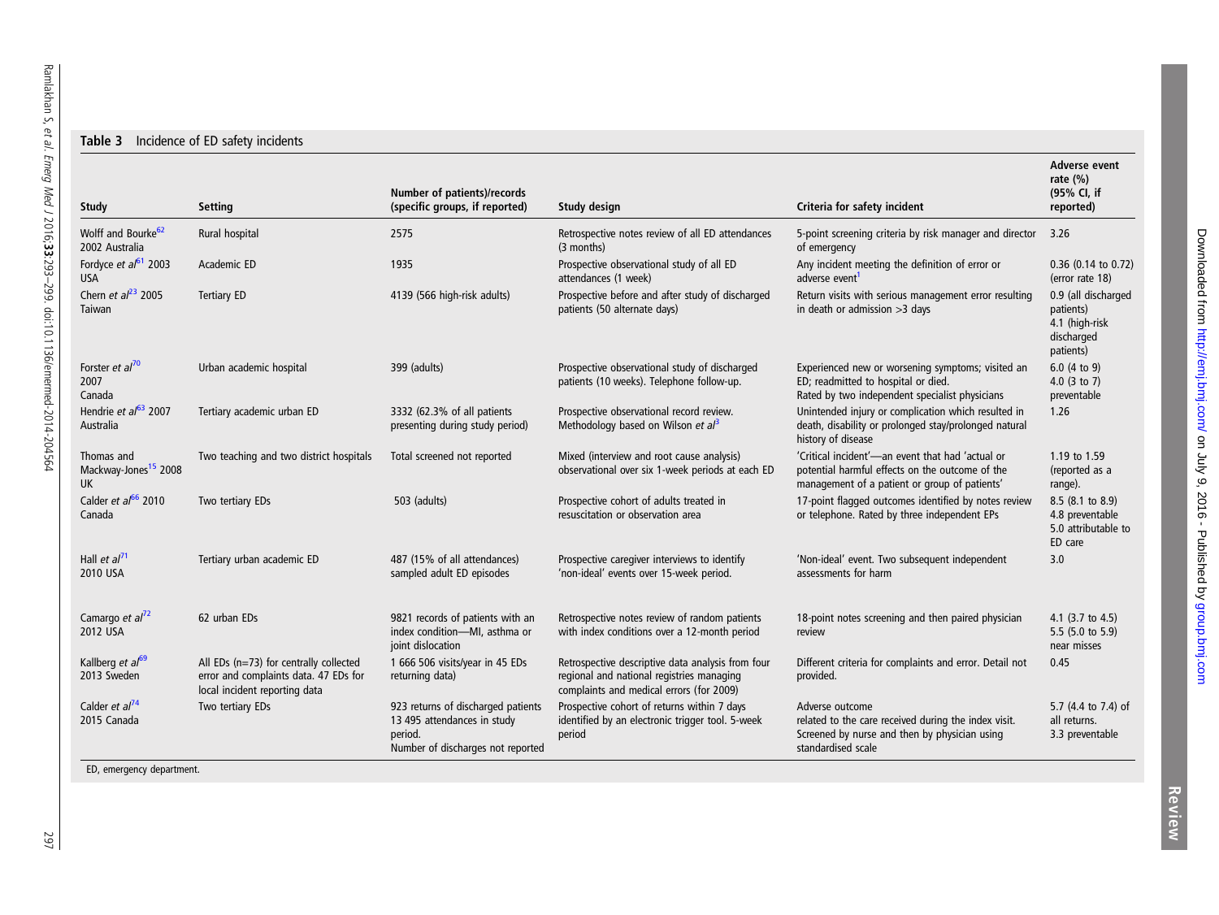**Table 3** Incidence of ED safety incidents

| Study | Setting | Number of patients)/records (specific groups, if reported) | Study design | Criteria for safety incident | Adverse event rate (%) (95% CI, if reported) |
|---|---|---|---|---|---|
| Wolff and Bourke[62] 2002 Australia | Rural hospital | 2575 | Retrospective notes review of all ED attendances (3 months) | 5-point screening criteria by risk manager and director of emergency | 3.26 |
| Fordyce *et al*[61] 2003 USA | Academic ED | 1935 | Prospective observational study of all ED attendances (1 week) | Any incident meeting the definition of error or adverse event[1] | 0.36 (0.14 to 0.72) (error rate 18) |
| Chern *et al*[23] 2005 Taiwan | Tertiary ED | 4139 (566 high-risk adults) | Prospective before and after study of discharged patients (50 alternate days) | Return visits with serious management error resulting in death or admission >3 days | 0.9 (all discharged patients) 4.1 (high-risk discharged patients) |
| Forster *et al*[70] 2007 Canada | Urban academic hospital | 399 (adults) | Prospective observational study of discharged patients (10 weeks). Telephone follow-up. | Experienced new or worsening symptoms; visited an ED; readmitted to hospital or died. Rated by two independent specialist physicians | 6.0 (4 to 9) 4.0 (3 to 7) preventable |
| Hendrie *et al*[63] 2007 Australia | Tertiary academic urban ED | 3332 (62.3% of all patients presenting during study period) | Prospective observational record review. Methodology based on Wilson *et al*[3] | Unintended injury or complication which resulted in death, disability or prolonged stay/prolonged natural history of disease | 1.26 |
| Thomas and Mackway-Jones[15] 2008 UK | Two teaching and two district hospitals | Total screened not reported | Mixed (interview and root cause analysis) observational over six 1-week periods at each ED | 'Critical incident'—an event that had 'actual or potential harmful effects on the outcome of the management of a patient or group of patients' | 1.19 to 1.59 (reported as a range). |
| Calder *et al*[66] 2010 Canada | Two tertiary EDs | 503 (adults) | Prospective cohort of adults treated in resuscitation or observation area | 17-point flagged outcomes identified by notes review or telephone. Rated by three independent EPs | 8.5 (8.1 to 8.9) 4.8 preventable 5.0 attributable to ED care |
| Hall *et al*[71] 2010 USA | Tertiary urban academic ED | 487 (15% of all attendances) sampled adult ED episodes | Prospective caregiver interviews to identify 'non-ideal' events over 15-week period. | 'Non-ideal' event. Two subsequent independent assessments for harm | 3.0 |
| Camargo *et al*[72] 2012 USA | 62 urban EDs | 9821 records of patients with an index condition—MI, asthma or joint dislocation | Retrospective notes review of random patients with index conditions over a 12-month period | 18-point notes screening and then paired physician review | 4.1 (3.7 to 4.5) 5.5 (5.0 to 5.9) near misses |
| Kallberg *et al*[69] 2013 Sweden | All EDs (n=73) for centrally collected error and complaints data. 47 EDs for local incident reporting data | 1 666 506 visits/year in 45 EDs returning data) | Retrospective descriptive data analysis from four regional and national registries managing complaints and medical errors (for 2009) | Different criteria for complaints and error. Detail not provided. | 0.45 |
| Calder *et al*[74] 2015 Canada | Two tertiary EDs | 923 returns of discharged patients 13 495 attendances in study period. Number of discharges not reported | Prospective cohort of returns within 7 days identified by an electronic trigger tool. 5-week period | Adverse outcome related to the care received during the index visit. Screened by nurse and then by physician using standardised scale | 5.7 (4.4 to 7.4) of all returns. 3.3 preventable |

ED, emergency department.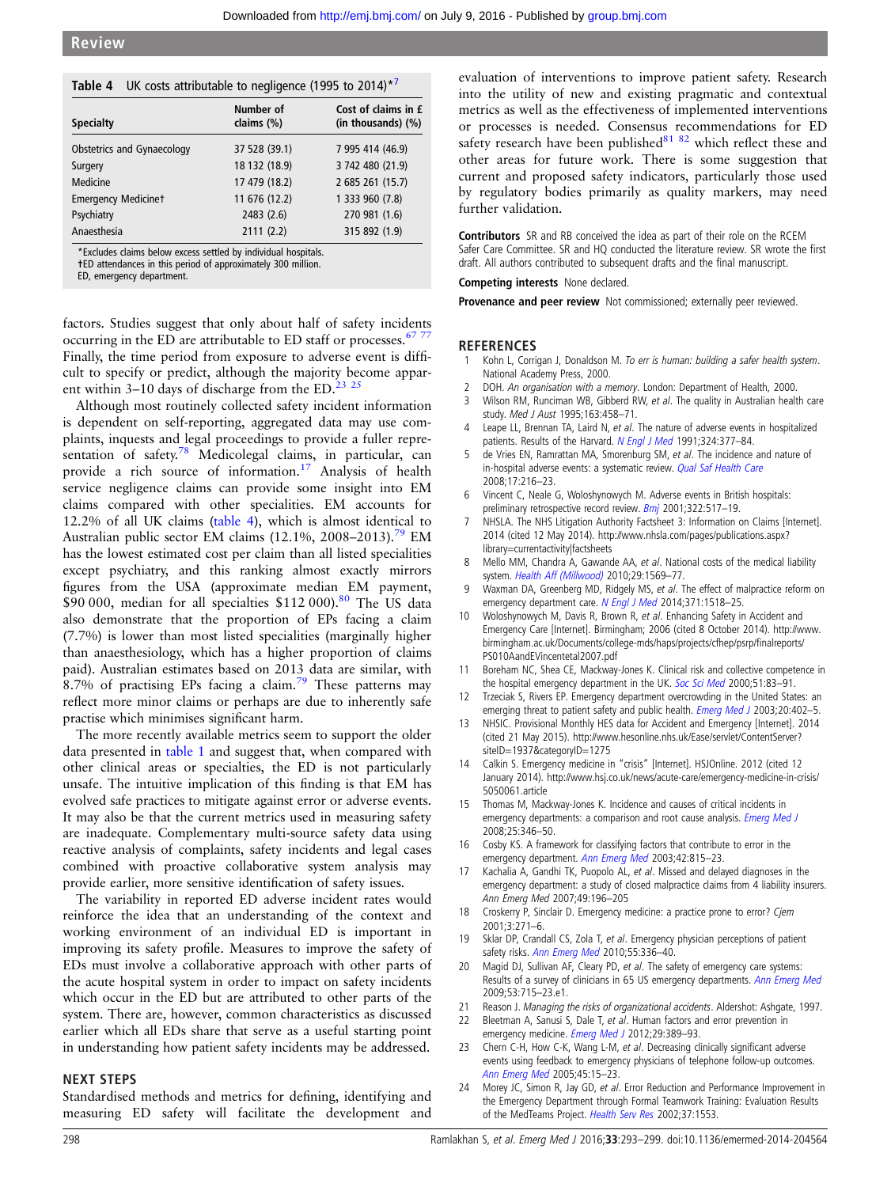## Review

**Table 4** UK costs attributable to negligence (1995 to 2014)*[7]

| Specialty | Number of claims (%) | Cost of claims in £ (in thousands) (%) |
|---|---|---|
| Obstetrics and Gynaecology | 37 528 (39.1) | 7 995 414 (46.9) |
| Surgery | 18 132 (18.9) | 3 742 480 (21.9) |
| Medicine | 17 479 (18.2) | 2 685 261 (15.7) |
| Emergency Medicine† | 11 676 (12.2) | 1 333 960 (7.8) |
| Psychiatry | 2483 (2.6) | 270 981 (1.6) |
| Anaesthesia | 2111 (2.2) | 315 892 (1.9) |

*Excludes claims below excess settled by individual hospitals.
†ED attendances in this period of approximately 300 million.
ED, emergency department.

factors. Studies suggest that only about half of safety incidents occurring in the ED are attributable to ED staff or processes.[67 77] Finally, the time period from exposure to adverse event is difficult to specify or predict, although the majority become apparent within 3–10 days of discharge from the ED.[23 25]

Although most routinely collected safety incident information is dependent on self-reporting, aggregated data may use complaints, inquests and legal proceedings to provide a fuller representation of safety.[78] Medicolegal claims, in particular, can provide a rich source of information.[17] Analysis of health service negligence claims can provide some insight into EM claims compared with other specialities. EM accounts for 12.2% of all UK claims (table 4), which is almost identical to Australian public sector EM claims (12.1%, 2008–2013).[79] EM has the lowest estimated cost per claim than all listed specialities except psychiatry, and this ranking almost exactly mirrors figures from the USA (approximate median EM payment, \$90 000, median for all specialties \$112 000).[80] The US data also demonstrate that the proportion of EPs facing a claim (7.7%) is lower than most listed specialities (marginally higher than anaesthesiology, which has a higher proportion of claims paid). Australian estimates based on 2013 data are similar, with 8.7% of practising EPs facing a claim.[79] These patterns may reflect more minor claims or perhaps are due to inherently safe practise which minimises significant harm.

The more recently available metrics seem to support the older data presented in table 1 and suggest that, when compared with other clinical areas or specialties, the ED is not particularly unsafe. The intuitive implication of this finding is that EM has evolved safe practices to mitigate against error or adverse events. It may also be that the current metrics used in measuring safety are inadequate. Complementary multi-source safety data using reactive analysis of complaints, safety incidents and legal cases combined with proactive collaborative system analysis may provide earlier, more sensitive identification of safety issues.

The variability in reported ED adverse incident rates would reinforce the idea that an understanding of the context and working environment of an individual ED is important in improving its safety profile. Measures to improve the safety of EDs must involve a collaborative approach with other parts of the acute hospital system in order to impact on safety incidents which occur in the ED but are attributed to other parts of the system. There are, however, common characteristics as discussed earlier which all EDs share that serve as a useful starting point in understanding how patient safety incidents may be addressed.

## NEXT STEPS

Standardised methods and metrics for defining, identifying and measuring ED safety will facilitate the development and evaluation of interventions to improve patient safety. Research into the utility of new and existing pragmatic and contextual metrics as well as the effectiveness of implemented interventions or processes is needed. Consensus recommendations for ED safety research have been published[81 82] which reflect these and other areas for future work. There is some suggestion that current and proposed safety indicators, particularly those used by regulatory bodies primarily as quality markers, may need further validation.

**Contributors** SR and RB conceived the idea as part of their role on the RCEM Safer Care Committee. SR and HQ conducted the literature review. SR wrote the first draft. All authors contributed to subsequent drafts and the final manuscript.

**Competing interests** None declared.

**Provenance and peer review** Not commissioned; externally peer reviewed.

## REFERENCES

1. Kohn L, Corrigan J, Donaldson M. *To err is human: building a safer health system*. National Academy Press, 2000.
2. DOH. *An organisation with a memory*. London: Department of Health, 2000.
3. Wilson RM, Runciman WB, Gibberd RW, *et al*. The quality in Australian health care study. *Med J Aust* 1995;163:458–71.
4. Leape LL, Brennan TA, Laird N, *et al*. The nature of adverse events in hospitalized patients. Results of the Harvard. *N Engl J Med* 1991;324:377–84.
5. de Vries EN, Ramrattan MA, Smorenburg SM, *et al*. The incidence and nature of in-hospital adverse events: a systematic review. *Qual Saf Health Care* 2008;17:216–23.
6. Vincent C, Neale G, Woloshynowych M. Adverse events in British hospitals: preliminary retrospective record review. *Bmj* 2001;322:517–19.
7. NHSLA. The NHS Litigation Authority Factsheet 3: Information on Claims [Internet]. 2014 (cited 12 May 2014). http://www.nhsla.com/pages/publications.aspx?library=currentactivity|factsheets
8. Mello MM, Chandra A, Gawande AA, *et al*. National costs of the medical liability system. *Health Aff (Millwood)* 2010;29:1569–77.
9. Waxman DA, Greenberg MD, Ridgely MS, *et al*. The effect of malpractice reform on emergency department care. *N Engl J Med* 2014;371:1518–25.
10. Woloshynowych M, Davis R, Brown R, *et al*. Enhancing Safety in Accident and Emergency Care [Internet]. Birmingham; 2006 (cited 8 October 2014). http://www.birmingham.ac.uk/Documents/college-mds/haps/projects/cfhep/psrp/finalreports/PS010AandEVincentetal2007.pdf
11. Boreham NC, Shea CE, Mackway-Jones K. Clinical risk and collective competence in the hospital emergency department in the UK. *Soc Sci Med* 2000;51:83–91.
12. Trzeciak S, Rivers EP. Emergency department overcrowding in the United States: an emerging threat to patient safety and public health. *Emerg Med J* 2003;20:402–5.
13. NHSIC. Provisional Monthly HES data for Accident and Emergency [Internet]. 2014 (cited 21 May 2015). http://www.hesonline.nhs.uk/Ease/servlet/ContentServer?siteID=1937&categoryID=1275
14. Calkin S. Emergency medicine in "crisis" [Internet]. HSJOnline. 2012 (cited 12 January 2014). http://www.hsj.co.uk/news/acute-care/emergency-medicine-in-crisis/5050061.article
15. Thomas M, Mackway-Jones K. Incidence and causes of critical incidents in emergency departments: a comparison and root cause analysis. *Emerg Med J* 2008;25:346–50.
16. Cosby KS. A framework for classifying factors that contribute to error in the emergency department. *Ann Emerg Med* 2003;42:815–23.
17. Kachalia A, Gandhi TK, Puopolo AL, *et al*. Missed and delayed diagnoses in the emergency department: a study of closed malpractice claims from 4 liability insurers. *Ann Emerg Med* 2007;49:196–205
18. Croskerry P, Sinclair D. Emergency medicine: a practice prone to error? *Cjem* 2001;3:271–6.
19. Sklar DP, Crandall CS, Zola T, *et al*. Emergency physician perceptions of patient safety risks. *Ann Emerg Med* 2010;55:336–40.
20. Magid DJ, Sullivan AF, Cleary PD, *et al*. The safety of emergency care systems: Results of a survey of clinicians in 65 US emergency departments. *Ann Emerg Med* 2009;53:715–23.e1.
21. Reason J. *Managing the risks of organizational accidents*. Aldershot: Ashgate, 1997.
22. Bleetman A, Sanusi S, Dale T, *et al*. Human factors and error prevention in emergency medicine. *Emerg Med J* 2012;29:389–93.
23. Chern C-H, How C-K, Wang L-M, *et al*. Decreasing clinically significant adverse events using feedback to emergency physicians of telephone follow-up outcomes. *Ann Emerg Med* 2005;45:15–23.
24. Morey JC, Simon R, Jay GD, *et al*. Error Reduction and Performance Improvement in the Emergency Department through Formal Teamwork Training: Evaluation Results of the MedTeams Project. *Health Serv Res* 2002;37:1553.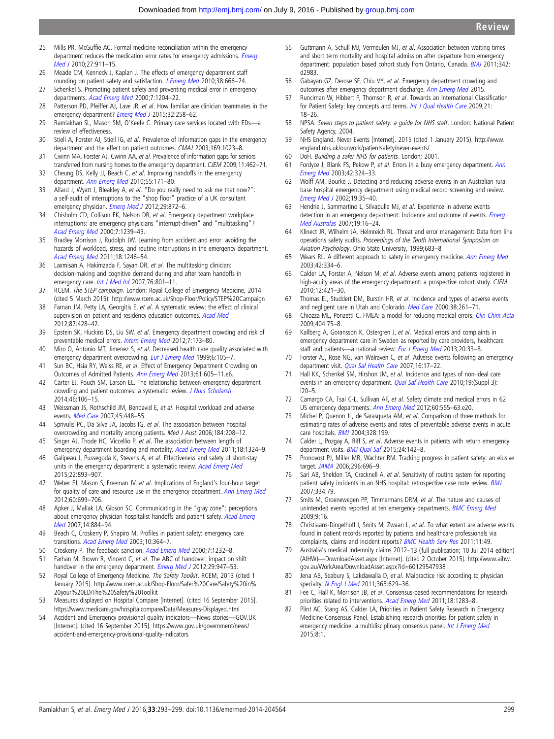25 Mills PR, McGuffie AC. Formal medicine reconciliation within the emergency department reduces the medication error rates for emergency admissions. *Emerg Med J* 2010;27:911–15.
26 Meade CM, Kennedy J, Kaplan J. The effects of emergency department staff rounding on patient safety and satisfaction. *J Emerg Med* 2010;38:666–74.
27 Schenkel S. Promoting patient safety and preventing medical error in emergency departments. *Acad Emerg Med* 2000;7:1204–22.
28 Patterson PD, Pfeiffer AJ, Lave JR, *et al*. How familiar are clinician teammates in the emergency department? *Emerg Med J* 2015;32:258–62.
29 Ramlakhan SL, Mason SM, O'Keefe C. Primary care services located with EDs—a review of effectiveness.
30 Stiell A, Forster AJ, Stiell IG, *et al*. Prevalence of information gaps in the emergency department and the effect on patient outcomes. *CMAJ* 2003;169:1023–8.
31 Cwinn MA, Forster AJ, Cwinn AA, *et al*. Prevalence of information gaps for seniors transferred from nursing homes to the emergency department. *CJEM* 2009;11:462–71.
32 Cheung DS, Kelly JJ, Beach C, *et al*. Improving handoffs in the emergency department. *Ann Emerg Med* 2010;55:171–80.
33 Allard J, Wyatt J, Bleakley A, *et al*. "Do you really need to ask me that now?": a self-audit of interruptions to the "shop floor" practice of a UK consultant emergency physician. *Emerg Med J* 2012;29:872–6.
34 Chisholm CD, Collison EK, Nelson DR, *et al*. Emergency department workplace interruptions: are emergency physicians "interrupt-driven" and "multitasking"? *Acad Emerg Med* 2000;7:1239–43.
35 Bradley Morrison J, Rudolph JW. Learning from accident and error: avoiding the hazards of workload, stress, and routine interruptions in the emergency department. *Acad Emerg Med* 2011;18:1246–54.
36 Laxmisan A, Hakimzada F, Sayan OR, *et al*. The multitasking clinician: decision-making and cognitive demand during and after team handoffs in emergency care. *Int J Med Inf* 2007;76:801–11.
37 RCEM. *The STEP campaign*. London: Royal College of Emergency Medicine, 2014 (cited 5 March 2015). http://www.rcem.ac.uk/Shop-Floor/Policy/STEP%20Campaign
38 Farnan JM, Petty LA, Georgitis E, *et al*. A systematic review: the effect of clinical supervision on patient and residency education outcomes. *Acad Med* 2012;87:428–42.
39 Epstein SK, Huckins DS, Liu SW, *et al*. Emergency department crowding and risk of preventable medical errors. *Intern Emerg Med* 2012;7:173–80.
40 Miro O, Antonio MT, Jimenez S, *et al*. Decreased health care quality associated with emergency department overcrowding. *Eur J Emerg Med* 1999;6:105–7.
41 Sun BC, Hsia RY, Weiss RE, *et al*. Effect of Emergency Department Crowding on Outcomes of Admitted Patients. *Ann Emerg Med* 2013;61:605–11.e6.
42 Carter EJ, Pouch SM, Larson EL. The relationship between emergency department crowding and patient outcomes: a systematic review. *J Nurs Scholarsh* 2014;46:106–15.
43 Weissman JS, Rothschild JM, Bendavid E, *et al*. Hospital workload and adverse events. *Med Care* 2007;45:448–55.
44 Sprivulis PC, Da Silva JA, Jacobs IG, *et al*. The association between hospital overcrowding and mortality among patients. *Med J Aust* 2006;184:208–12.
45 Singer AJ, Thode HC, Viccellio P, *et al*. The association between length of emergency department boarding and mortality. *Acad Emerg Med* 2011;18:1324–9.
46 Galipeau J, Pussegoda K, Stevens A, *et al*. Effectiveness and safety of short-stay units in the emergency department: a systematic review. *Acad Emerg Med* 2015;22:893–907.
47 Weber EJ, Mason S, Freeman JV, *et al*. Implications of England's four-hour target for quality of care and resource use in the emergency department. *Ann Emerg Med* 2012;60:699–706.
48 Apker J, Mallak LA, Gibson SC. Communicating in the "gray zone": perceptions about emergency physician hospitalist handoffs and patient safety. *Acad Emerg Med* 2007;14:884–94.
49 Beach C, Croskerry P, Shapiro M. Profiles in patient safety: emergency care transitions. *Acad Emerg Med* 2003;10:364–7.
50 Croskerry P. The feedback sanction. *Acad Emerg Med* 2000;7:1232–8.
51 Farhan M, Brown R, Vincent C, *et al*. The ABC of handover: impact on shift handover in the emergency department. *Emerg Med J* 2012;29:947–53.
52 Royal College of Emergency Medicine. *The Safety Toolkit*. RCEM, 2013 (cited 1 January 2015). http://www.rcem.ac.uk/Shop-Floor/Safer%20Care/Safety%20in%20your%20ED/The%20Safety%20Toolkit
53 Measures displayed on Hospital Compare [Internet]. (cited 16 September 2015). https://www.medicare.gov/hospitalcompare/Data/Measures-Displayed.html
54 Accident and Emergency provisional quality indicators—News stories—GOV.UK [Internet]. (cited 16 September 2015). https://www.gov.uk/government/news/accident-and-emergency-provisional-quality-indicators
55 Guttmann A, Schull MJ, Vermeulen MJ, *et al*. Association between waiting times and short term mortality and hospital admission after departure from emergency department: population based cohort study from Ontario, Canada. *BMJ* 2011;342:d2983.
56 Gabayan GZ, Derose SF, Chiu VY, *et al*. Emergency department crowding and outcomes after emergency department discharge. *Ann Emerg Med* 2015.
57 Runciman W, Hibbert P, Thomson R, *et al*. Towards an International Classification for Patient Safety: key concepts and terms. *Int J Qual Health Care* 2009;21:18–26.
58 NPSA. *Seven steps to patient safety: a guide for NHS staff*. London: National Patient Safety Agency, 2004.
59 NHS England. Never Events [Internet]. 2015 (cited 1 January 2015). http://www.england.nhs.uk/ourwork/patientsafety/never-events/
60 DoH. *Building a safer NHS for patients*. London; 2001.
61 Fordyce J, Blank FS, Pekow P, *et al*. Errors in a busy emergency department. *Ann Emerg Med* 2003;42:324–33.
62 Wolff AM, Bourke J. Detecting and reducing adverse events in an Australian rural base hospital emergency department using medical record screening and review. *Emerg Med J* 2002;19:35–40.
63 Hendrie J, Sammartino L, Silvapulle MJ, *et al*. Experience in adverse events detection in an emergency department: Incidence and outcome of events. *Emerg Med Australas* 2007;19:16–24.
64 Klinect JR, Wilhelm JA, Helmreich RL. Threat and error management: Data from line operations safety audits. *Proceedings of the Tenth International Symposium on Aviation Psychology*. Ohio State University, 1999;683–8
65 Wears RL. A different approach to safety in emergency medicine. *Ann Emerg Med* 2003;42:334–6.
66 Calder LA, Forster A, Nelson M, *et al*. Adverse events among patients registered in high-acuity areas of the emergency department: a prospective cohort study. *CJEM* 2010;12:421–30.
67 Thomas EJ, Studdert DM, Burstin HR, *et al*. Incidence and types of adverse events and negligent care in Utah and Colorado. *Med Care* 2000;38:261–71.
68 Chiozza ML, Ponzetti C. FMEA: a model for reducing medical errors. *Clin Chim Acta* 2009;404:75–8.
69 Kallberg A, Goransson K, Ostergren J, *et al*. Medical errors and complaints in emergency department care in Sweden as reported by care providers, healthcare staff and patients—a national review. *Eur J Emerg Med* 2013;20:33–8.
70 Forster AJ, Rose NG, van Walraven C, *et al*. Adverse events following an emergency department visit. *Qual Saf Health Care* 2007;16:17–22.
71 Hall KK, Schenkel SM, Hirshon JM, *et al*. Incidence and types of non-ideal care events in an emergency department. *Qual Saf Health Care* 2010;19:(Suppl 3):i20–5.
72 Camargo CA, Tsai C-L, Sullivan AF, *et al*. Safety climate and medical errors in 62 US emergency departments. *Ann Emerg Med* 2012;60:555–63.e20.
73 Michel P, Quenon JL, de Sarasqueta AM, *et al*. Comparison of three methods for estimating rates of adverse events and rates of preventable adverse events in acute care hospitals. *BMJ* 2004;328:199.
74 Calder L, Pozgay A, Riff S, *et al*. Adverse events in patients with return emergency department visits. *BMJ Qual Saf* 2015;24:142–8.
75 Pronovost PJ, Miller MR, Wachter RM. Tracking progress in patient safety: an elusive target. *JAMA* 2006;296:696–9.
76 Sari AB, Sheldon TA, Cracknell A, *et al*. Sensitivity of routine system for reporting patient safety incidents in an NHS hospital: retrospective case note review. *BMJ* 2007;334:79.
77 Smits M, Groenewegen PP, Timmermans DRM, *et al*. The nature and causes of unintended events reported at ten emergency departments. *BMC Emerg Med* 2009;9:16.
78 Christiaans-Dingelhoff I, Smits M, Zwaan L, *et al*. To what extent are adverse events found in patient records reported by patients and healthcare professionals via complaints, claims and incident reports? *BMC Health Serv Res* 2011;11:49.
79 Australia's medical indemnity claims 2012–13 (full publication; 10 Jul 2014 edition) (AIHW)—DownloadAsset.aspx [Internet]. (cited 2 October 2015). http://www.aihw.gov.au/WorkArea/DownloadAsset.aspx?id=60129547938
80 Jena AB, Seabury S, Lakdawalla D, *et al*. Malpractice risk according to physician specialty. *N Engl J Med* 2011;365:629–36.
81 Fee C, Hall K, Morrison JB, *et al*. Consensus-based recommendations for research priorities related to interventions. *Acad Emerg Med* 2011;18:1283–8.
82 Plint AC, Stang AS, Calder LA, Priorities in Patient Safety Research in Emergency Medicine Consensus Panel. Establishing research priorities for patient safety in emergency medicine: a multidisciplinary consensus panel. *Int J Emerg Med* 2015;8:1.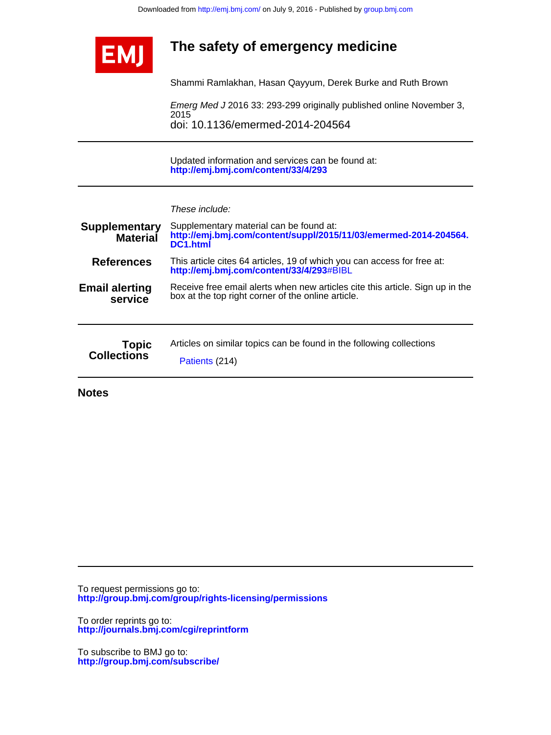# The safety of emergency medicine

Shammi Ramlakhan, Hasan Qayyum, Derek Burke and Ruth Brown

*Emerg Med J* 2016 33: 293-299 originally published online November 3, 2015

doi: 10.1136/emermed-2014-204564

Updated information and services can be found at:
**http://emj.bmj.com/content/33/4/293**

*These include:*

**Supplementary Material**
Supplementary material can be found at:
**http://emj.bmj.com/content/suppl/2015/11/03/emermed-2014-204564.DC1.html**

**References**
This article cites 64 articles, 19 of which you can access for free at:
**http://emj.bmj.com/content/33/4/293**#BIBL

**Email alerting service**
Receive free email alerts when new articles cite this article. Sign up in the box at the top right corner of the online article.

**Topic Collections**
Articles on similar topics can be found in the following collections

Patients (214)

## Notes

To request permissions go to:
**http://group.bmj.com/group/rights-licensing/permissions**

To order reprints go to:
**http://journals.bmj.com/cgi/reprintform**

To subscribe to BMJ go to:
**http://group.bmj.com/subscribe/**